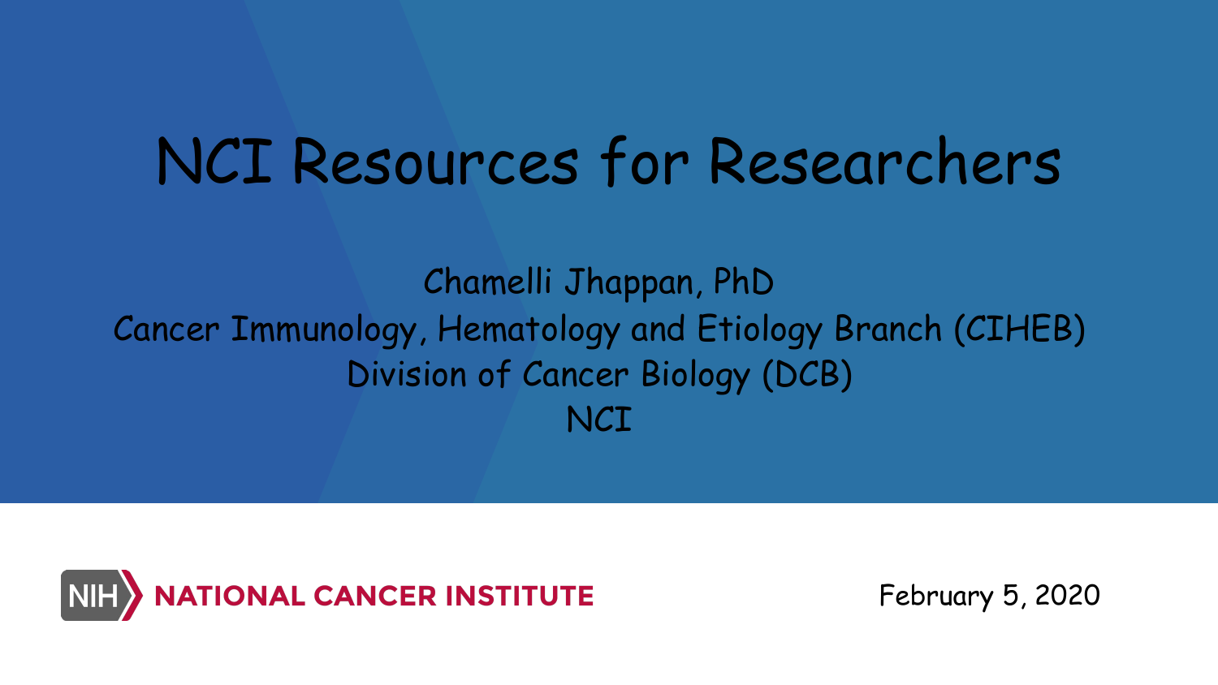# NCI Resources for Researchers

Chamelli Jhappan, PhD

Cancer Immunology, Hematology and Etiology Branch (CIHEB)

Division of Cancer Biology (DCB)

NCI

NIH NATIONAL CANCER INSTITUTE

February 5, 2020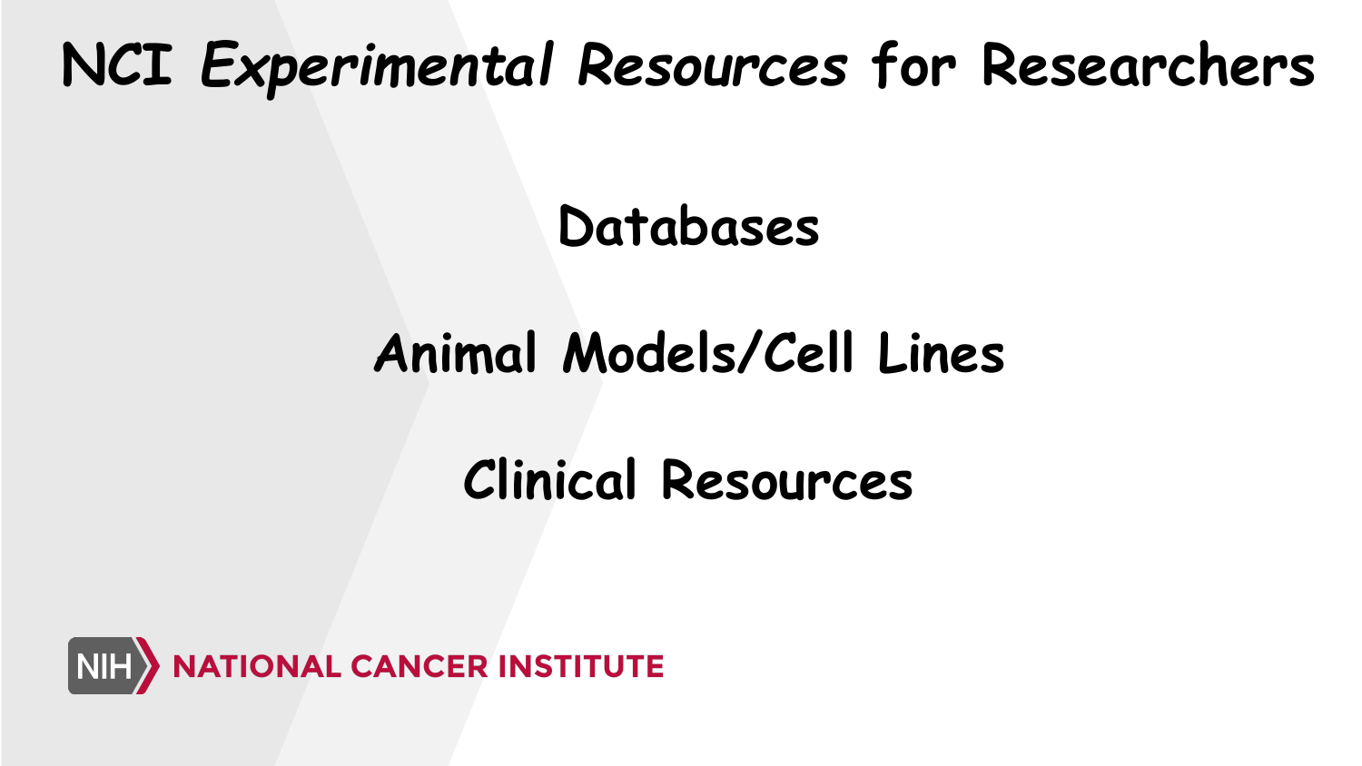# NCI *Experimental* Resources for Researchers

Databases

Animal Models/Cell Lines

Clinical Resources

NIH NATIONAL CANCER INSTITUTE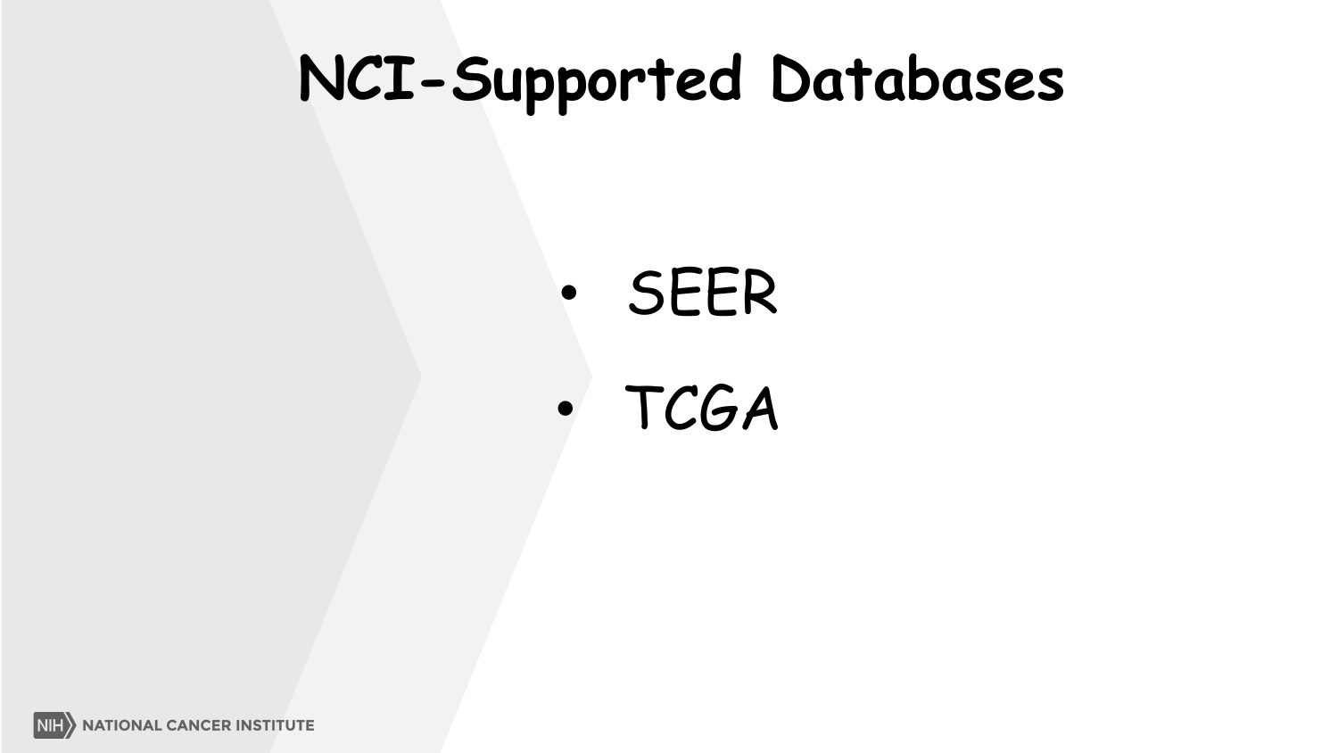# NCI-Supported Databases

- SEER
- TCGA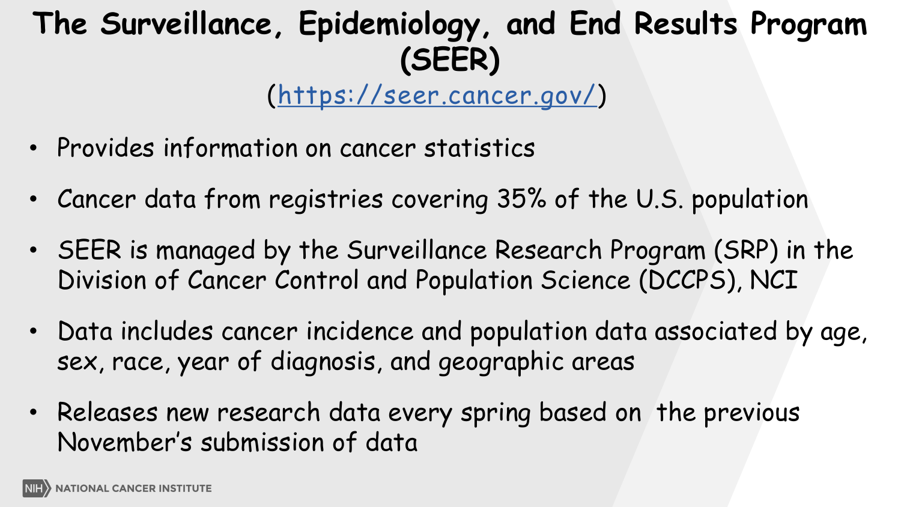# The Surveillance, Epidemiology, and End Results Program (SEER)

(https://seer.cancer.gov/)

- Provides information on cancer statistics
- Cancer data from registries covering 35% of the U.S. population
- SEER is managed by the Surveillance Research Program (SRP) in the Division of Cancer Control and Population Science (DCCPS), NCI
- Data includes cancer incidence and population data associated by age, sex, race, year of diagnosis, and geographic areas
- Releases new research data every spring based on the previous November's submission of data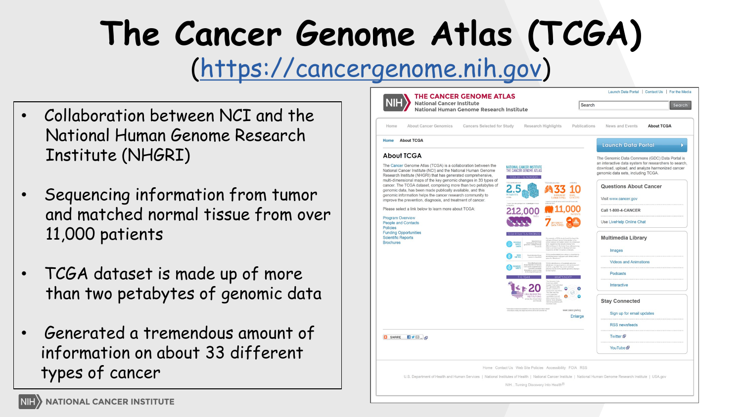# The Cancer Genome Atlas (TCGA)

(https://cancergenome.nih.gov)

- Collaboration between NCI and the National Human Genome Research Institute (NHGRI)
- Sequencing information from tumor and matched normal tissue from over 11,000 patients
- TCGA dataset is made up of more than two petabytes of genomic data
- Generated a tremendous amount of information on about 33 different types of cancer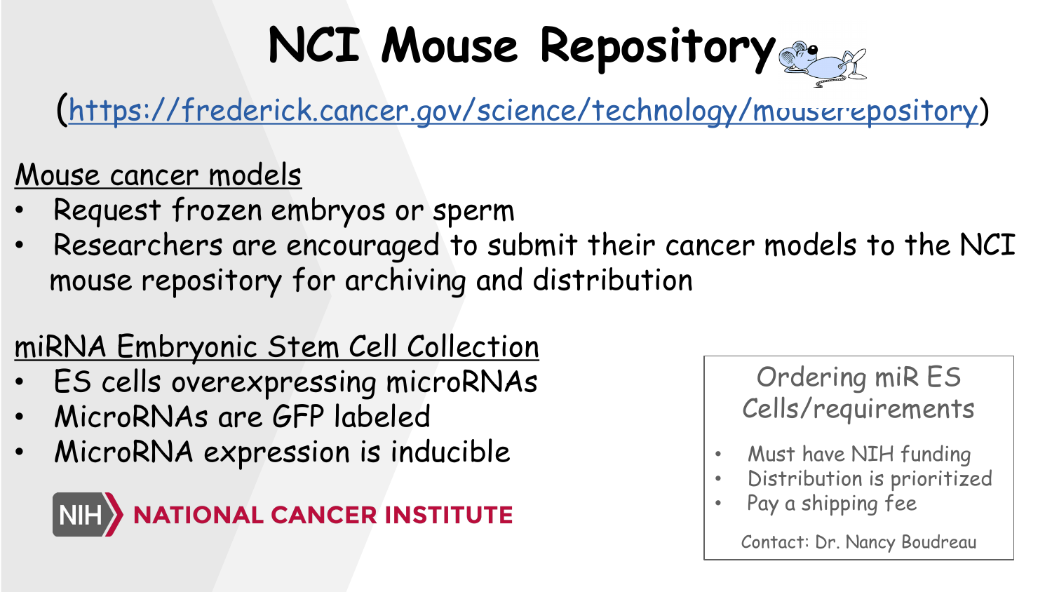# NCI Mouse Repository

(https://frederick.cancer.gov/science/technology/mouserepository)

## Mouse cancer models

- Request frozen embryos or sperm
- Researchers are encouraged to submit their cancer models to the NCI mouse repository for archiving and distribution

## miRNA Embryonic Stem Cell Collection

- ES cells overexpressing microRNAs
- MicroRNAs are GFP labeled
- MicroRNA expression is inducible

NIH NATIONAL CANCER INSTITUTE

### Ordering miR ES Cells/requirements

- Must have NIH funding
- Distribution is prioritized
- Pay a shipping fee

Contact: Dr. Nancy Boudreau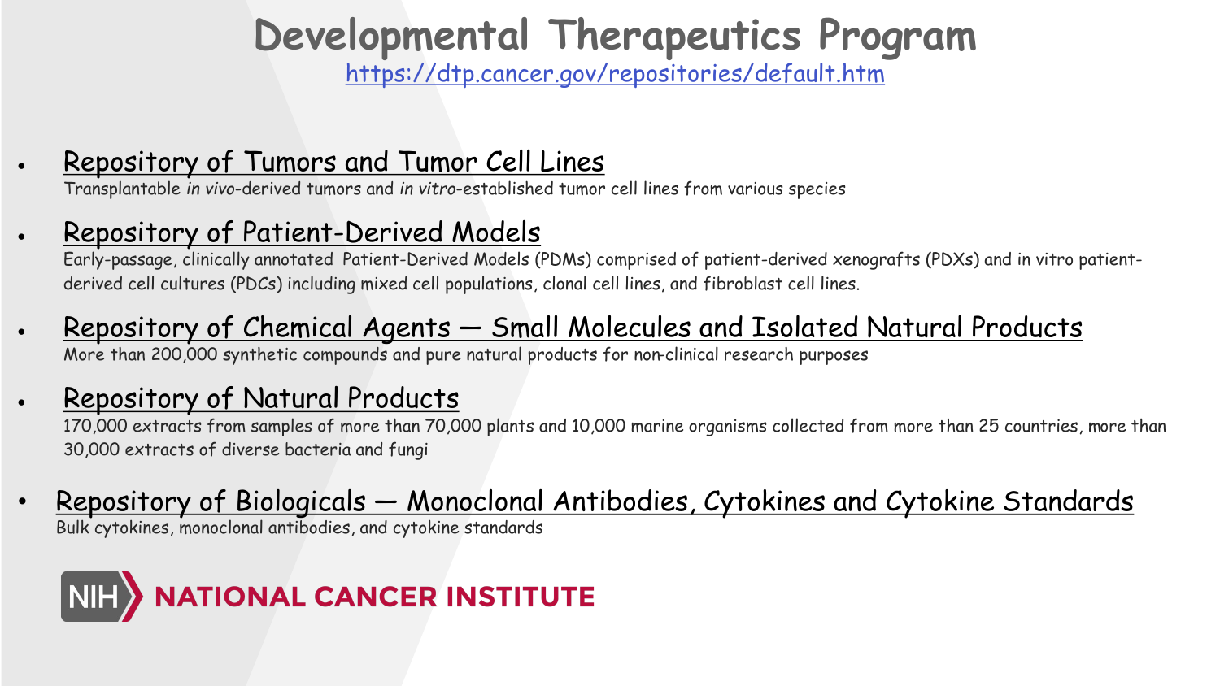# Developmental Therapeutics Program

https://dtp.cancer.gov/repositories/default.htm

- **Repository of Tumors and Tumor Cell Lines**
  Transplantable *in vivo*-derived tumors and *in vitro*-established tumor cell lines from various species

- **Repository of Patient-Derived Models**
  Early-passage, clinically annotated Patient-Derived Models (PDMs) comprised of patient-derived xenografts (PDXs) and in vitro patient-derived cell cultures (PDCs) including mixed cell populations, clonal cell lines, and fibroblast cell lines.

- **Repository of Chemical Agents — Small Molecules and Isolated Natural Products**
  More than 200,000 synthetic compounds and pure natural products for non-clinical research purposes

- **Repository of Natural Products**
  170,000 extracts from samples of more than 70,000 plants and 10,000 marine organisms collected from more than 25 countries, more than 30,000 extracts of diverse bacteria and fungi

- **Repository of Biologicals — Monoclonal Antibodies, Cytokines and Cytokine Standards**
  Bulk cytokines, monoclonal antibodies, and cytokine standards

NIH NATIONAL CANCER INSTITUTE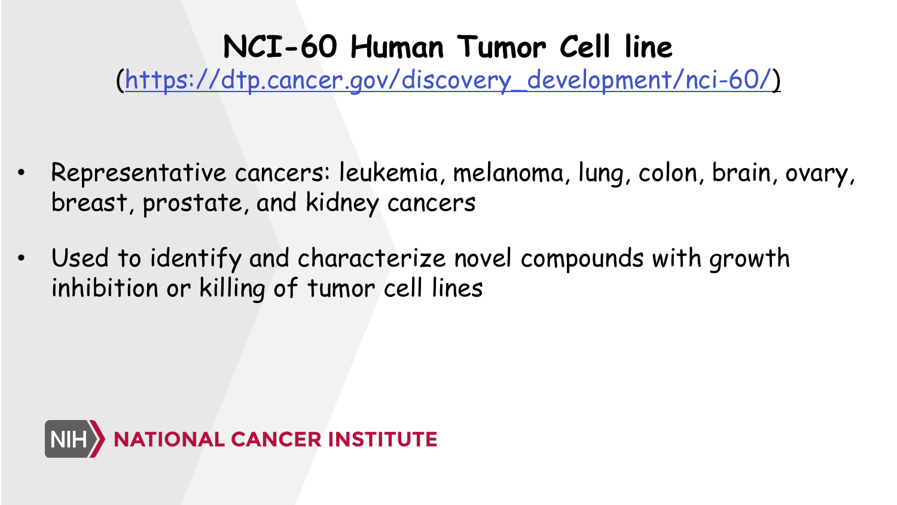# NCI-60 Human Tumor Cell line

(https://dtp.cancer.gov/discovery_development/nci-60/)

- Representative cancers: leukemia, melanoma, lung, colon, brain, ovary, breast, prostate, and kidney cancers
- Used to identify and characterize novel compounds with growth inhibition or killing of tumor cell lines

NIH NATIONAL CANCER INSTITUTE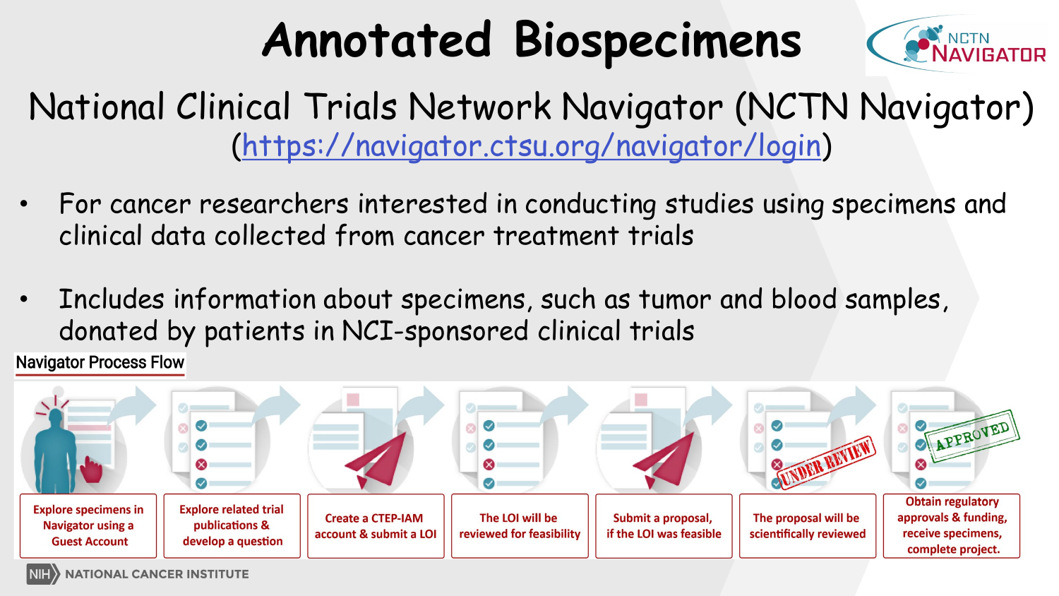# Annotated Biospecimens

## National Clinical Trials Network Navigator (NCTN Navigator)

(https://navigator.ctsu.org/navigator/login)

- For cancer researchers interested in conducting studies using specimens and clinical data collected from cancer treatment trials
- Includes information about specimens, such as tumor and blood samples, donated by patients in NCI-sponsored clinical trials

**Navigator Process Flow**

1. Explore specimens in Navigator using a Guest Account
2. Explore related trial publications & develop a question
3. Create a CTEP-IAM account & submit a LOI
4. The LOI will be reviewed for feasibility
5. Submit a proposal, if the LOI was feasible
6. The proposal will be scientifically reviewed
7. Obtain regulatory approvals & funding, receive specimens, complete project.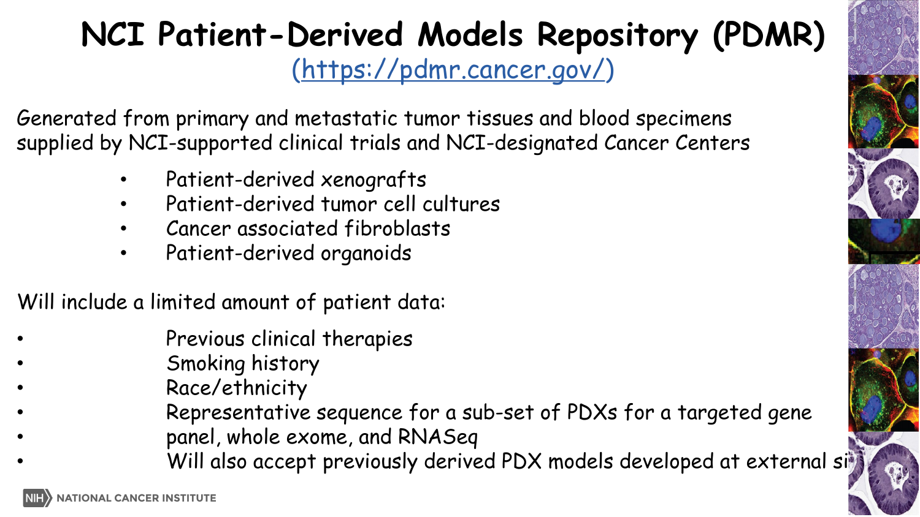# NCI Patient-Derived Models Repository (PDMR)

(https://pdmr.cancer.gov/)

Generated from primary and metastatic tumor tissues and blood specimens supplied by NCI-supported clinical trials and NCI-designated Cancer Centers

- Patient-derived xenografts
- Patient-derived tumor cell cultures
- Cancer associated fibroblasts
- Patient-derived organoids

Will include a limited amount of patient data:

- Previous clinical therapies
- Smoking history
- Race/ethnicity
- Representative sequence for a sub-set of PDXs for a targeted gene
- panel, whole exome, and RNASeq
- Will also accept previously derived PDX models developed at external si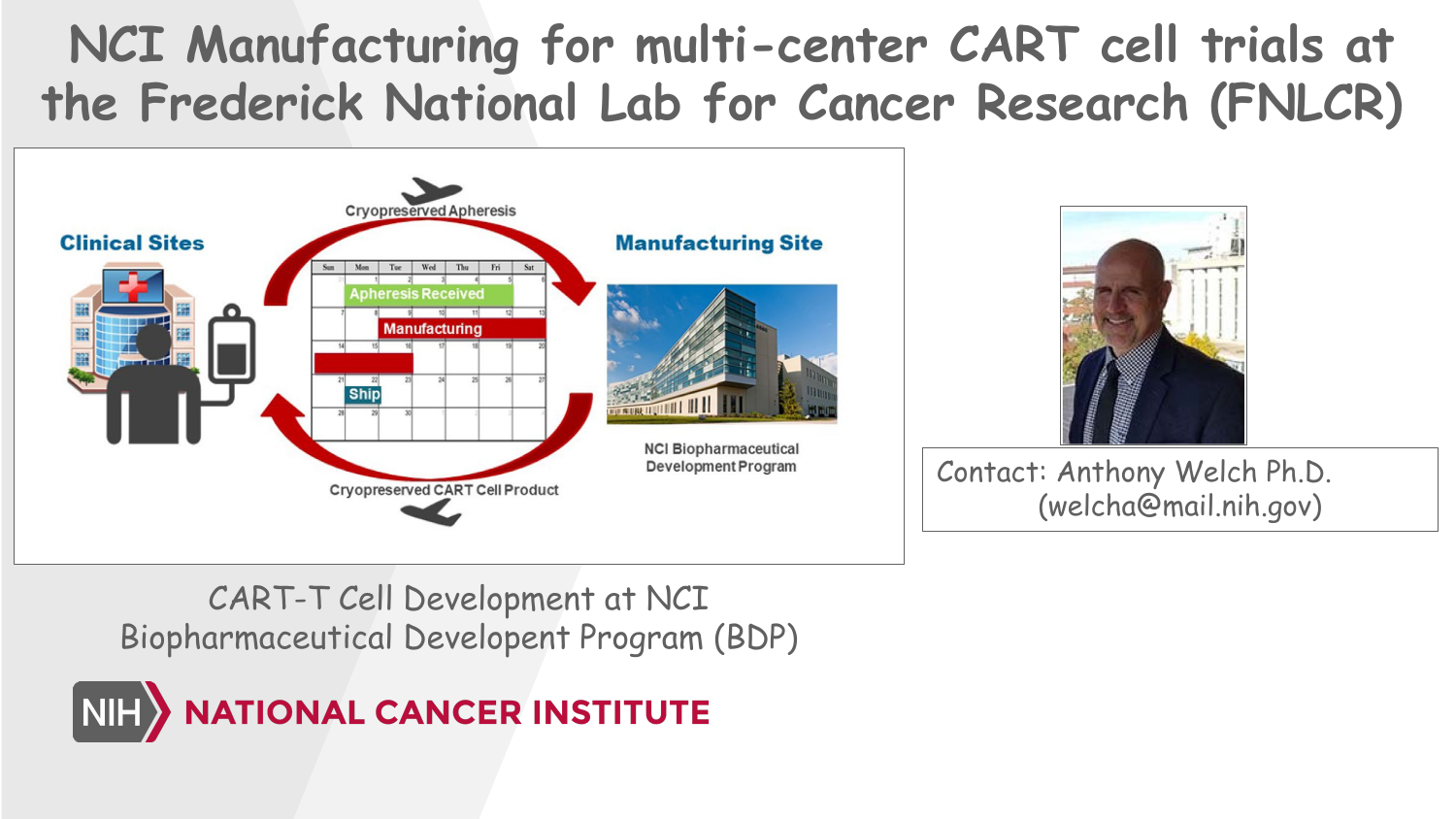# NCI Manufacturing for multi-center CART cell trials at the Frederick National Lab for Cancer Research (FNLCR)

Clinical Sites

Cryopreserved Apheresis

Apheresis Received

Manufacturing

Ship

Cryopreserved CART Cell Product

Manufacturing Site

NCI Biopharmaceutical Development Program

Contact: Anthony Welch Ph.D. (welcha@mail.nih.gov)

CART-T Cell Development at NCI Biopharmaceutical Developent Program (BDP)

NIH NATIONAL CANCER INSTITUTE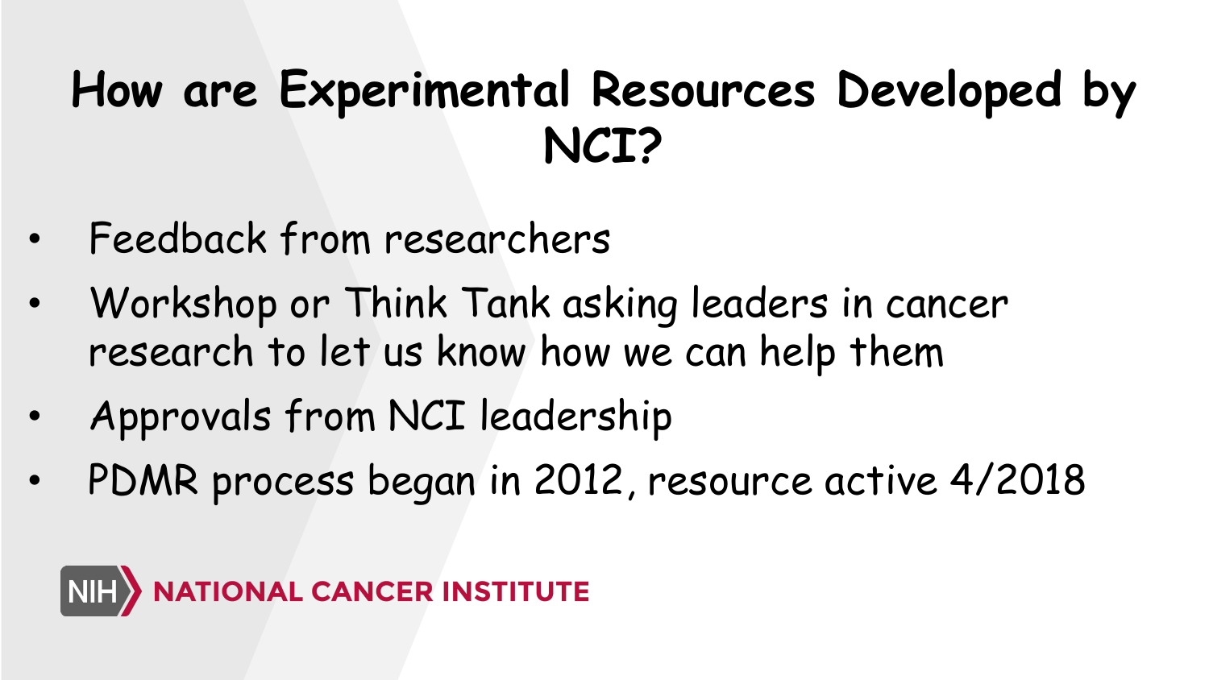# How are Experimental Resources Developed by NCI?

- Feedback from researchers
- Workshop or Think Tank asking leaders in cancer research to let us know how we can help them
- Approvals from NCI leadership
- PDMR process began in 2012, resource active 4/2018

NIH NATIONAL CANCER INSTITUTE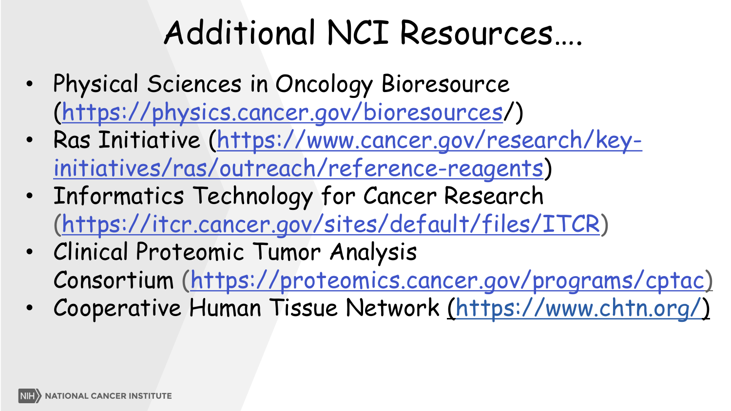# Additional NCI Resources….

- Physical Sciences in Oncology Bioresource (https://physics.cancer.gov/bioresources/)
- Ras Initiative (https://www.cancer.gov/research/key-initiatives/ras/outreach/reference-reagents)
- Informatics Technology for Cancer Research (https://itcr.cancer.gov/sites/default/files/ITCR)
- Clinical Proteomic Tumor Analysis Consortium (https://proteomics.cancer.gov/programs/cptac)
- Cooperative Human Tissue Network (https://www.chtn.org/)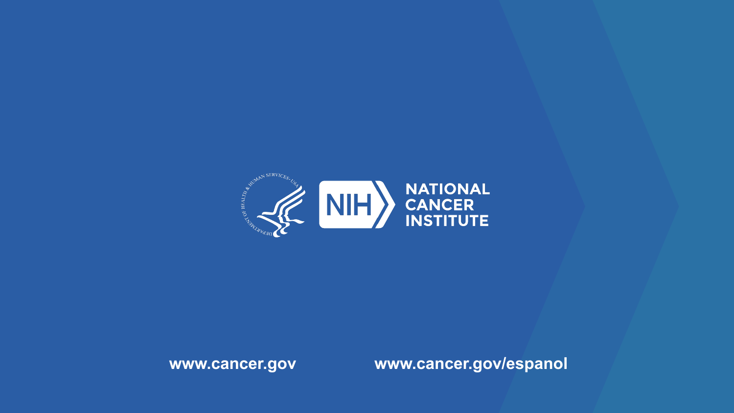NATIONAL CANCER INSTITUTE

www.cancer.gov

www.cancer.gov/espanol